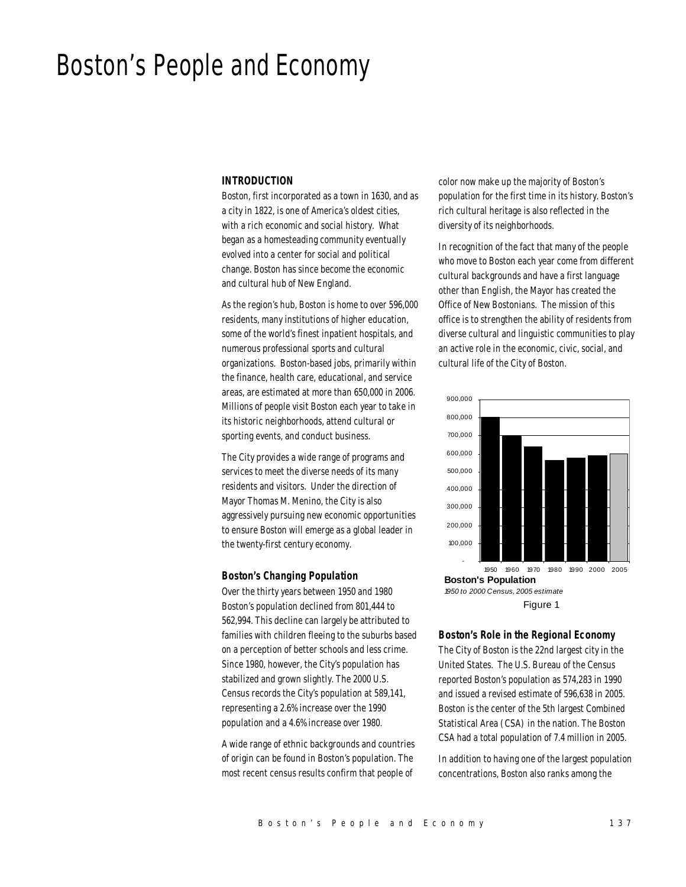# Boston's People and Economy

### INTRODUCTION

Boston, first incorporated as a town in 1630, and as a city in 1822, is one of America's oldest cities, with a rich economic and social history. What began as a homesteading community eventually evolved into a center for social and political change. Boston has since become the economic and cultural hub of New England.

As the region's hub, Boston is home to over 596,000 residents, many institutions of higher education, some of the world's finest inpatient hospitals, and numerous professional sports and cultural organizations. Boston-based jobs, primarily within the finance, health care, educational, and service areas, are estimated at more than 650,000 in 2006. Millions of people visit Boston each year to take in its historic neighborhoods, attend cultural or sporting events, and conduct business.

The City provides a wide range of programs and services to meet the diverse needs of its many residents and visitors. Under the direction of Mayor Thomas M. Menino, the City is also aggressively pursuing new economic opportunities to ensure Boston will emerge as a global leader in the twenty-first century economy.

### Boston's Changing Population

Over the thirty years between 1950 and 1980 Boston's population declined from 801,444 to 562,994. This decline can largely be attributed to families with children fleeing to the suburbs based on a perception of better schools and less crime. Since 1980, however, the City's population has stabilized and grown slightly. The 2000 U.S. Census records the City's population at 589,141, representing a 2.6% increase over the 1990 population and a 4.6% increase over 1980.

A wide range of ethnic backgrounds and countries of origin can be found in Boston's population. The most recent census results confirm that people of color now make up the majority of Boston's population for the first time in its history. Boston's rich cultural heritage is also reflected in the diversity of its neighborhoods.

In recognition of the fact that many of the people who move to Boston each year come from different cultural backgrounds and have a first language other than English, the Mayor has created the Office of New Bostonians. The mission of this office is to strengthen the ability of residents from diverse cultural and linguistic communities to play an active role in the economic, civic, social, and cultural life of the City of Boston.

**Boston's Population**
*1950 to 2000 Census, 2005 estimate*

Figure 1

### Boston's Role in the Regional Economy

The City of Boston is the 22nd largest city in the United States. The U.S. Bureau of the Census reported Boston's population as 574,283 in 1990 and issued a revised estimate of 596,638 in 2005. Boston is the center of the 5th largest Combined Statistical Area (CSA) in the nation. The Boston CSA had a total population of 7.4 million in 2005.

In addition to having one of the largest population concentrations, Boston also ranks among the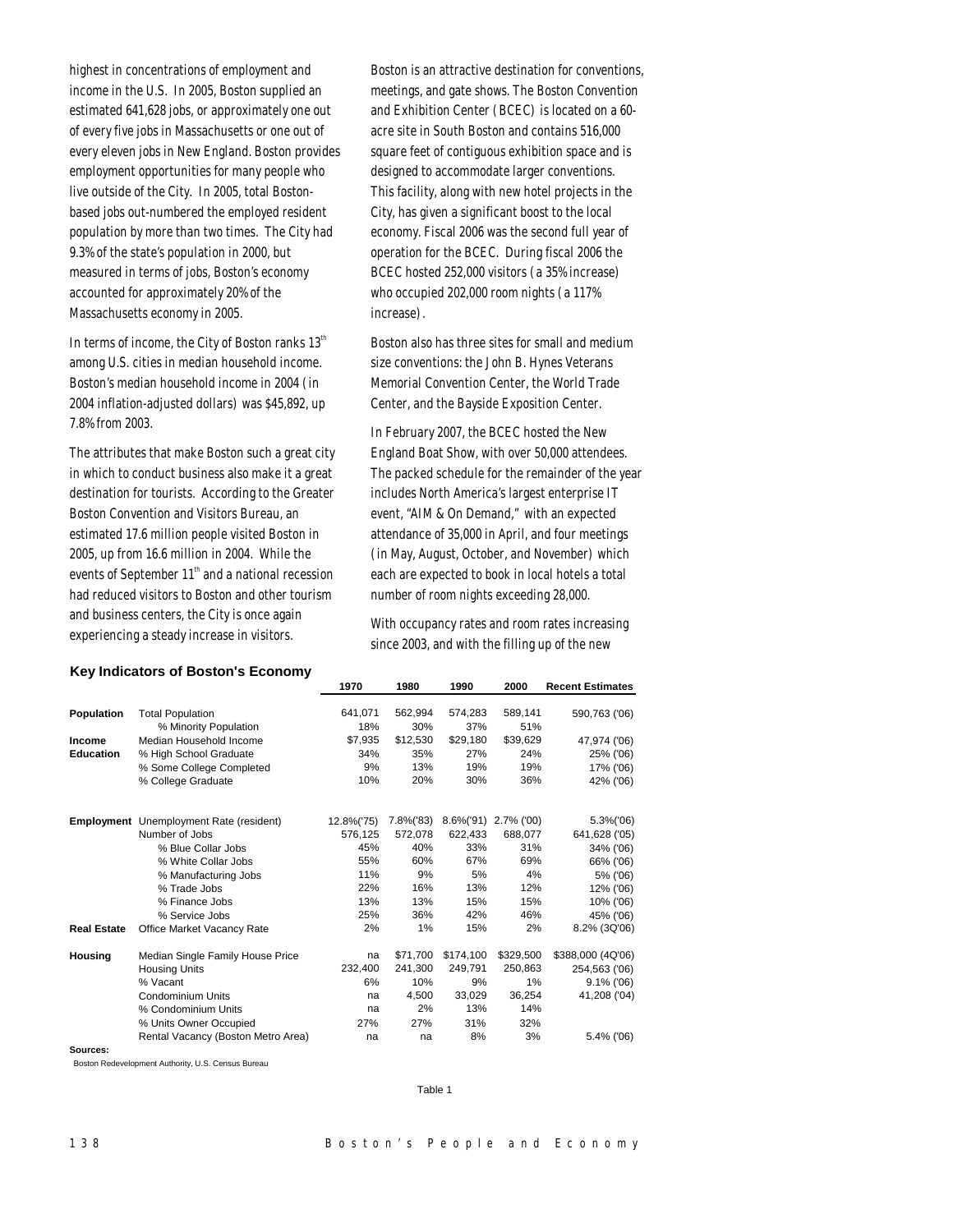highest in concentrations of employment and income in the U.S. In 2005, Boston supplied an estimated 641,628 jobs, or approximately one out of every five jobs in Massachusetts or one out of every eleven jobs in New England. Boston provides employment opportunities for many people who live outside of the City. In 2005, total Boston-based jobs out-numbered the employed resident population by more than two times. The City had 9.3% of the state's population in 2000, but measured in terms of jobs, Boston's economy accounted for approximately 20% of the Massachusetts economy in 2005.

In terms of income, the City of Boston ranks 13th among U.S. cities in median household income. Boston's median household income in 2004 (in 2004 inflation-adjusted dollars) was $45,892, up 7.8% from 2003.

The attributes that make Boston such a great city in which to conduct business also make it a great destination for tourists. According to the Greater Boston Convention and Visitors Bureau, an estimated 17.6 million people visited Boston in 2005, up from 16.6 million in 2004. While the events of September 11th and a national recession had reduced visitors to Boston and other tourism and business centers, the City is once again experiencing a steady increase in visitors.

Boston is an attractive destination for conventions, meetings, and gate shows. The Boston Convention and Exhibition Center (BCEC) is located on a 60-acre site in South Boston and contains 516,000 square feet of contiguous exhibition space and is designed to accommodate larger conventions. This facility, along with new hotel projects in the City, has given a significant boost to the local economy. Fiscal 2006 was the second full year of operation for the BCEC. During fiscal 2006 the BCEC hosted 252,000 visitors (a 35% increase) who occupied 202,000 room nights (a 117% increase).

Boston also has three sites for small and medium size conventions: the John B. Hynes Veterans Memorial Convention Center, the World Trade Center, and the Bayside Exposition Center.

In February 2007, the BCEC hosted the New England Boat Show, with over 50,000 attendees. The packed schedule for the remainder of the year includes North America's largest enterprise IT event, "AIM & On Demand," with an expected attendance of 35,000 in April, and four meetings (in May, August, October, and November) which each are expected to book in local hotels a total number of room nights exceeding 28,000.

With occupancy rates and room rates increasing since 2003, and with the filling up of the new

**Key Indicators of Boston's Economy**

| | | 1970 | 1980 | 1990 | 2000 | Recent Estimates |
|---|---|---|---|---|---|---|
| **Population** | Total Population | 641,071 | 562,994 | 574,283 | 589,141 | 590,763 ('06) |
| | % Minority Population | 18% | 30% | 37% | 51% | |
| **Income** | Median Household Income | $7,935 | $12,530 | $29,180 | $39,629 | 47,974 ('06) |
| **Education** | % High School Graduate | 34% | 35% | 27% | 24% | 25% ('06) |
| | % Some College Completed | 9% | 13% | 19% | 19% | 17% ('06) |
| | % College Graduate | 10% | 20% | 30% | 36% | 42% ('06) |
| **Employment** | Unemployment Rate (resident) | 12.8%('75) | 7.8%('83) | 8.6%('91) | 2.7% ('00) | 5.3%('06) |
| | Number of Jobs | 576,125 | 572,078 | 622,433 | 688,077 | 641,628 ('05) |
| | % Blue Collar Jobs | 45% | 40% | 33% | 31% | 34% ('06) |
| | % White Collar Jobs | 55% | 60% | 67% | 69% | 66% ('06) |
| | % Manufacturing Jobs | 11% | 9% | 5% | 4% | 5% ('06) |
| | % Trade Jobs | 22% | 16% | 13% | 12% | 12% ('06) |
| | % Finance Jobs | 13% | 13% | 15% | 15% | 10% ('06) |
| | % Service Jobs | 25% | 36% | 42% | 46% | 45% ('06) |
| **Real Estate** | Office Market Vacancy Rate | 2% | 1% | 15% | 2% | 8.2% (3Q'06) |
| **Housing** | Median Single Family House Price | na | $71,700 | $174,100 | $329,500 | $388,000 (4Q'06) |
| | Housing Units | 232,400 | 241,300 | 249,791 | 250,863 | 254,563 ('06) |
| | % Vacant | 6% | 10% | 9% | 1% | 9.1% ('06) |
| | Condominium Units | na | 4,500 | 33,029 | 36,254 | 41,208 ('04) |
| | % Condominium Units | na | 2% | 13% | 14% | |
| | % Units Owner Occupied | 27% | 27% | 31% | 32% | |
| | Rental Vacancy (Boston Metro Area) | na | na | 8% | 3% | 5.4% ('06) |

**Sources:**
Boston Redevelopment Authority, U.S. Census Bureau

Table 1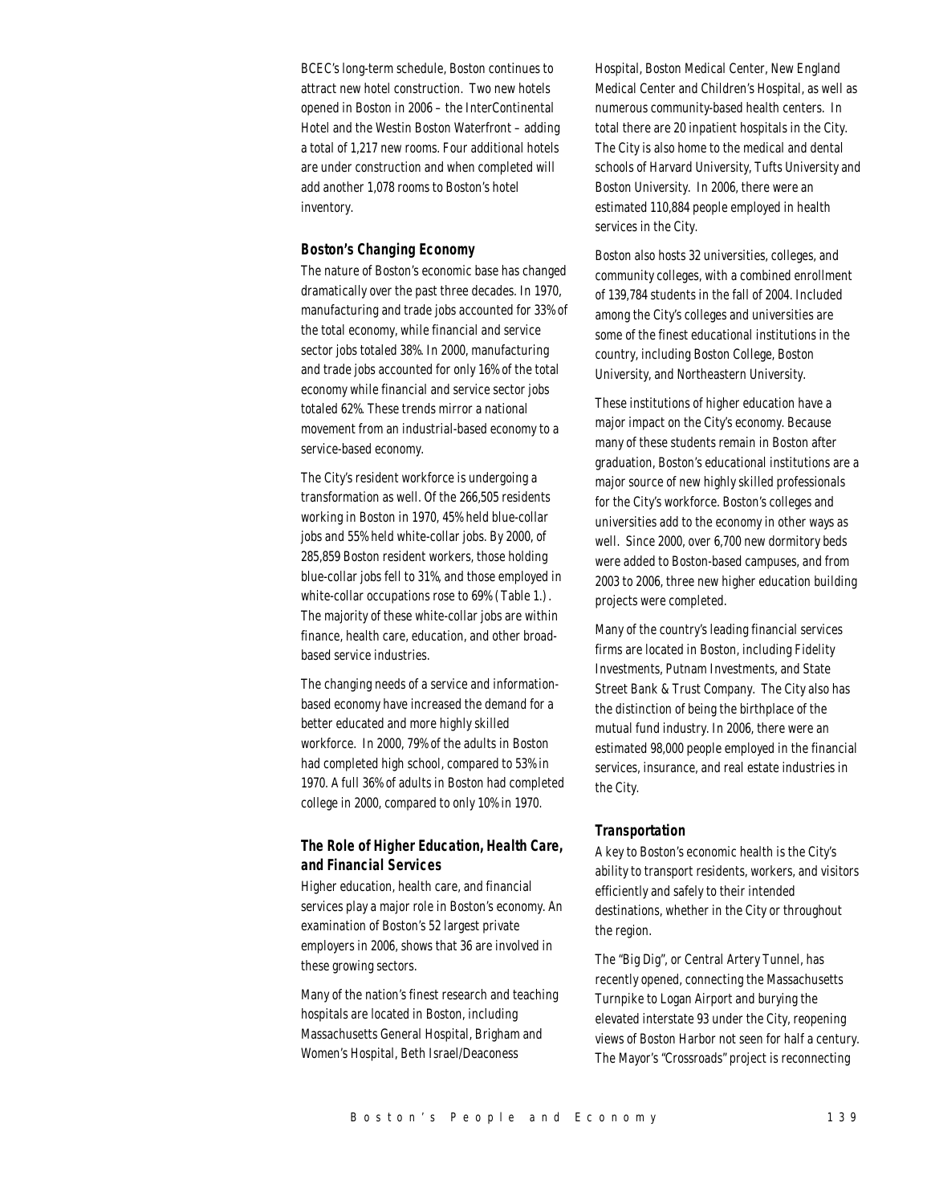BCEC's long-term schedule, Boston continues to attract new hotel construction. Two new hotels opened in Boston in 2006 – the InterContinental Hotel and the Westin Boston Waterfront – adding a total of 1,217 new rooms. Four additional hotels are under construction and when completed will add another 1,078 rooms to Boston's hotel inventory.

### Boston's Changing Economy

The nature of Boston's economic base has changed dramatically over the past three decades. In 1970, manufacturing and trade jobs accounted for 33% of the total economy, while financial and service sector jobs totaled 38%. In 2000, manufacturing and trade jobs accounted for only 16% of the total economy while financial and service sector jobs totaled 62%. These trends mirror a national movement from an industrial-based economy to a service-based economy.

The City's resident workforce is undergoing a transformation as well. Of the 266,505 residents working in Boston in 1970, 45% held blue-collar jobs and 55% held white-collar jobs. By 2000, of 285,859 Boston resident workers, those holding blue-collar jobs fell to 31%, and those employed in white-collar occupations rose to 69% (Table 1.). The majority of these white-collar jobs are within finance, health care, education, and other broad-based service industries.

The changing needs of a service and information-based economy have increased the demand for a better educated and more highly skilled workforce. In 2000, 79% of the adults in Boston had completed high school, compared to 53% in 1970. A full 36% of adults in Boston had completed college in 2000, compared to only 10% in 1970.

### The Role of Higher Education, Health Care, and Financial Services

Higher education, health care, and financial services play a major role in Boston's economy. An examination of Boston's 52 largest private employers in 2006, shows that 36 are involved in these growing sectors.

Many of the nation's finest research and teaching hospitals are located in Boston, including Massachusetts General Hospital, Brigham and Women's Hospital, Beth Israel/Deaconess Hospital, Boston Medical Center, New England Medical Center and Children's Hospital, as well as numerous community-based health centers. In total there are 20 inpatient hospitals in the City. The City is also home to the medical and dental schools of Harvard University, Tufts University and Boston University. In 2006, there were an estimated 110,884 people employed in health services in the City.

Boston also hosts 32 universities, colleges, and community colleges, with a combined enrollment of 139,784 students in the fall of 2004. Included among the City's colleges and universities are some of the finest educational institutions in the country, including Boston College, Boston University, and Northeastern University.

These institutions of higher education have a major impact on the City's economy. Because many of these students remain in Boston after graduation, Boston's educational institutions are a major source of new highly skilled professionals for the City's workforce. Boston's colleges and universities add to the economy in other ways as well. Since 2000, over 6,700 new dormitory beds were added to Boston-based campuses, and from 2003 to 2006, three new higher education building projects were completed.

Many of the country's leading financial services firms are located in Boston, including Fidelity Investments, Putnam Investments, and State Street Bank & Trust Company. The City also has the distinction of being the birthplace of the mutual fund industry. In 2006, there were an estimated 98,000 people employed in the financial services, insurance, and real estate industries in the City.

### Transportation

A key to Boston's economic health is the City's ability to transport residents, workers, and visitors efficiently and safely to their intended destinations, whether in the City or throughout the region.

The "Big Dig", or Central Artery Tunnel, has recently opened, connecting the Massachusetts Turnpike to Logan Airport and burying the elevated interstate 93 under the City, reopening views of Boston Harbor not seen for half a century. The Mayor's "Crossroads" project is reconnecting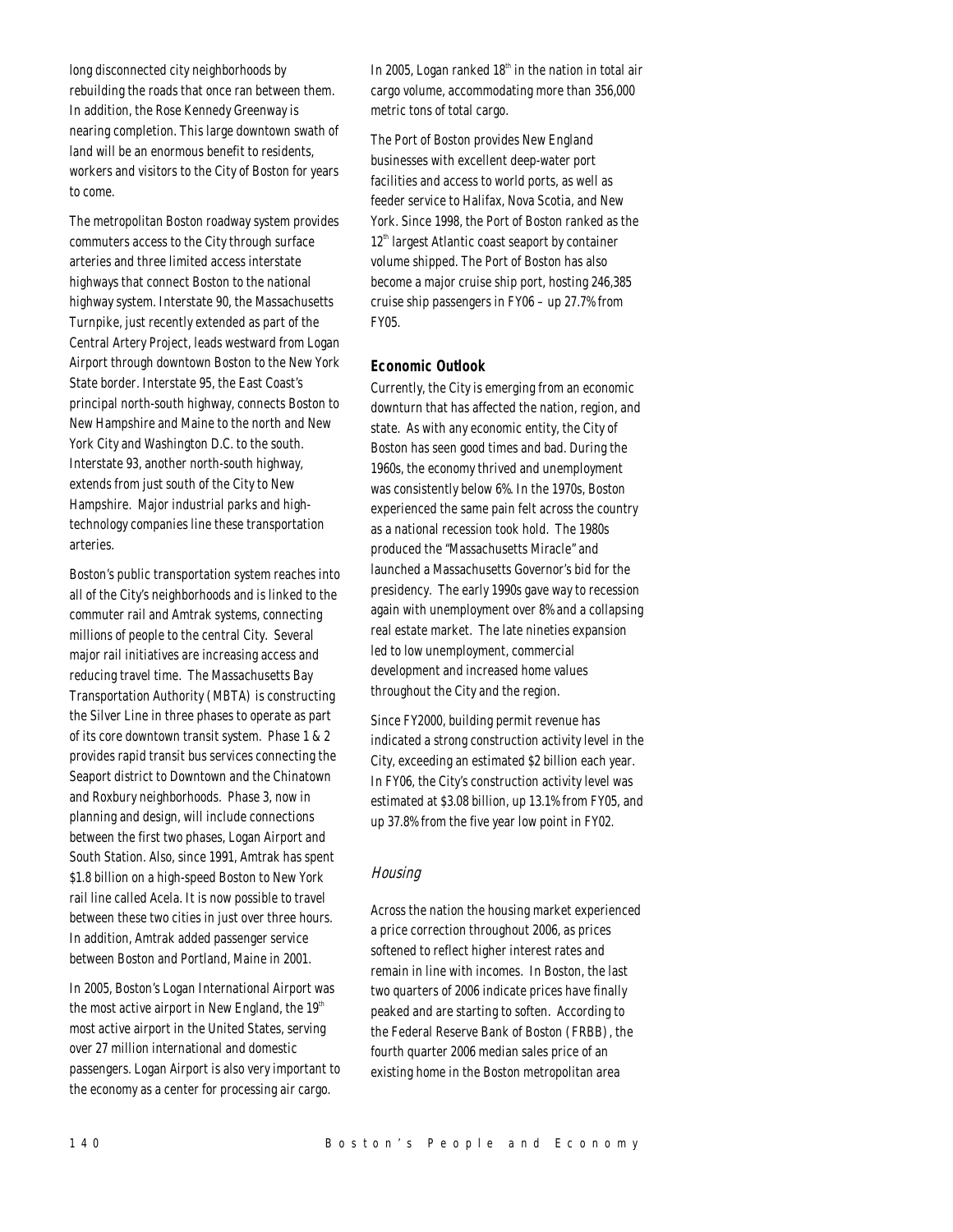long disconnected city neighborhoods by rebuilding the roads that once ran between them. In addition, the Rose Kennedy Greenway is nearing completion. This large downtown swath of land will be an enormous benefit to residents, workers and visitors to the City of Boston for years to come.

The metropolitan Boston roadway system provides commuters access to the City through surface arteries and three limited access interstate highways that connect Boston to the national highway system. Interstate 90, the Massachusetts Turnpike, just recently extended as part of the Central Artery Project, leads westward from Logan Airport through downtown Boston to the New York State border. Interstate 95, the East Coast's principal north-south highway, connects Boston to New Hampshire and Maine to the north and New York City and Washington D.C. to the south. Interstate 93, another north-south highway, extends from just south of the City to New Hampshire. Major industrial parks and high-technology companies line these transportation arteries.

Boston's public transportation system reaches into all of the City's neighborhoods and is linked to the commuter rail and Amtrak systems, connecting millions of people to the central City. Several major rail initiatives are increasing access and reducing travel time. The Massachusetts Bay Transportation Authority (MBTA) is constructing the Silver Line in three phases to operate as part of its core downtown transit system. Phase 1 & 2 provides rapid transit bus services connecting the Seaport district to Downtown and the Chinatown and Roxbury neighborhoods. Phase 3, now in planning and design, will include connections between the first two phases, Logan Airport and South Station. Also, since 1991, Amtrak has spent $1.8 billion on a high-speed Boston to New York rail line called Acela. It is now possible to travel between these two cities in just over three hours. In addition, Amtrak added passenger service between Boston and Portland, Maine in 2001.

In 2005, Boston's Logan International Airport was the most active airport in New England, the 19th most active airport in the United States, serving over 27 million international and domestic passengers. Logan Airport is also very important to the economy as a center for processing air cargo. In 2005, Logan ranked 18th in the nation in total air cargo volume, accommodating more than 356,000 metric tons of total cargo.

The Port of Boston provides New England businesses with excellent deep-water port facilities and access to world ports, as well as feeder service to Halifax, Nova Scotia, and New York. Since 1998, the Port of Boston ranked as the 12th largest Atlantic coast seaport by container volume shipped. The Port of Boston has also become a major cruise ship port, hosting 246,385 cruise ship passengers in FY06 – up 27.7% from FY05.

### Economic Outlook

Currently, the City is emerging from an economic downturn that has affected the nation, region, and state. As with any economic entity, the City of Boston has seen good times and bad. During the 1960s, the economy thrived and unemployment was consistently below 6%. In the 1970s, Boston experienced the same pain felt across the country as a national recession took hold. The 1980s produced the "Massachusetts Miracle" and launched a Massachusetts Governor's bid for the presidency. The early 1990s gave way to recession again with unemployment over 8% and a collapsing real estate market. The late nineties expansion led to low unemployment, commercial development and increased home values throughout the City and the region.

Since FY2000, building permit revenue has indicated a strong construction activity level in the City, exceeding an estimated $2 billion each year. In FY06, the City's construction activity level was estimated at $3.08 billion, up 13.1% from FY05, and up 37.8% from the five year low point in FY02.

#### *Housing*

Across the nation the housing market experienced a price correction throughout 2006, as prices softened to reflect higher interest rates and remain in line with incomes. In Boston, the last two quarters of 2006 indicate prices have finally peaked and are starting to soften. According to the Federal Reserve Bank of Boston (FRBB), the fourth quarter 2006 median sales price of an existing home in the Boston metropolitan area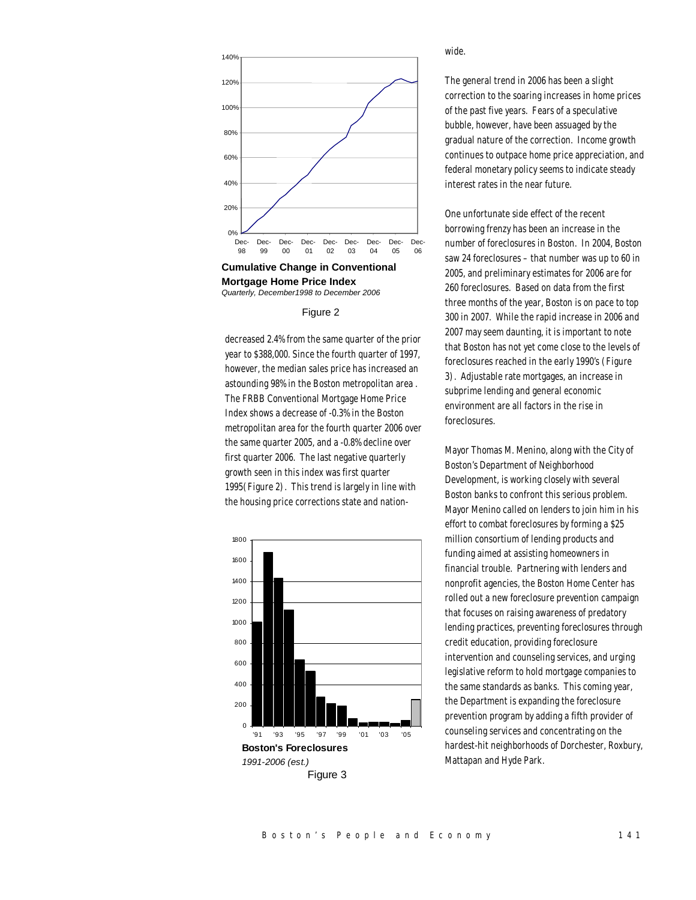**Cumulative Change in Conventional Mortgage Home Price Index**
*Quarterly, December1998 to December 2006*

Figure 2

decreased 2.4% from the same quarter of the prior year to $388,000. Since the fourth quarter of 1997, however, the median sales price has increased an astounding 98% in the Boston metropolitan area . The FRBB Conventional Mortgage Home Price Index shows a decrease of -0.3% in the Boston metropolitan area for the fourth quarter 2006 over the same quarter 2005, and a -0.8% decline over first quarter 2006. The last negative quarterly growth seen in this index was first quarter 1995(Figure 2). This trend is largely in line with the housing price corrections state and nation-wide.

**Boston's Foreclosures**
*1991-2006 (est.)*

Figure 3

The general trend in 2006 has been a slight correction to the soaring increases in home prices of the past five years. Fears of a speculative bubble, however, have been assuaged by the gradual nature of the correction. Income growth continues to outpace home price appreciation, and federal monetary policy seems to indicate steady interest rates in the near future.

One unfortunate side effect of the recent borrowing frenzy has been an increase in the number of foreclosures in Boston. In 2004, Boston saw 24 foreclosures – that number was up to 60 in 2005, and preliminary estimates for 2006 are for 260 foreclosures. Based on data from the first three months of the year, Boston is on pace to top 300 in 2007. While the rapid increase in 2006 and 2007 may seem daunting, it is important to note that Boston has not yet come close to the levels of foreclosures reached in the early 1990's (Figure 3). Adjustable rate mortgages, an increase in subprime lending and general economic environment are all factors in the rise in foreclosures.

Mayor Thomas M. Menino, along with the City of Boston's Department of Neighborhood Development, is working closely with several Boston banks to confront this serious problem. Mayor Menino called on lenders to join him in his effort to combat foreclosures by forming a $25 million consortium of lending products and funding aimed at assisting homeowners in financial trouble. Partnering with lenders and nonprofit agencies, the Boston Home Center has rolled out a new foreclosure prevention campaign that focuses on raising awareness of predatory lending practices, preventing foreclosures through credit education, providing foreclosure intervention and counseling services, and urging legislative reform to hold mortgage companies to the same standards as banks. This coming year, the Department is expanding the foreclosure prevention program by adding a fifth provider of counseling services and concentrating on the hardest-hit neighborhoods of Dorchester, Roxbury, Mattapan and Hyde Park.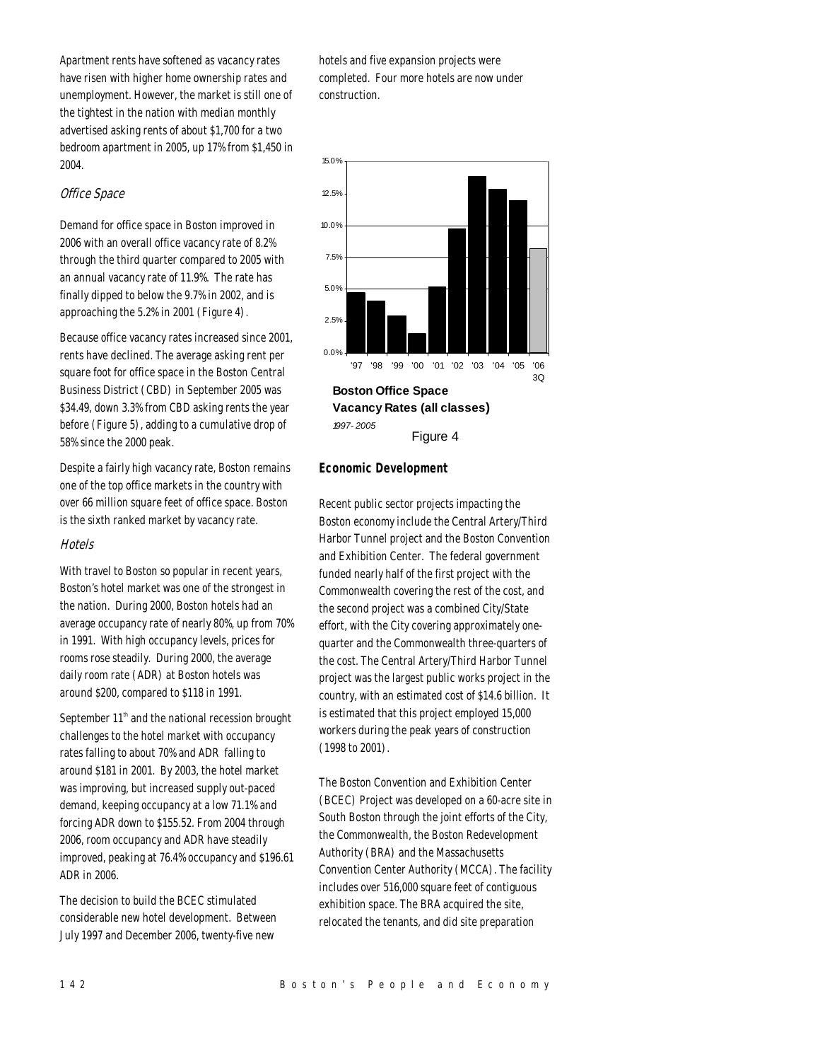Apartment rents have softened as vacancy rates have risen with higher home ownership rates and unemployment. However, the market is still one of the tightest in the nation with median monthly advertised asking rents of about $1,700 for a two bedroom apartment in 2005, up 17% from $1,450 in 2004.

### *Office Space*

Demand for office space in Boston improved in 2006 with an overall office vacancy rate of 8.2% through the third quarter compared to 2005 with an annual vacancy rate of 11.9%. The rate has finally dipped to below the 9.7% in 2002, and is approaching the 5.2% in 2001 (Figure 4).

Because office vacancy rates increased since 2001, rents have declined. The average asking rent per square foot for office space in the Boston Central Business District (CBD) in September 2005 was $34.49, down 3.3% from CBD asking rents the year before (Figure 5), adding to a cumulative drop of 58% since the 2000 peak.

Despite a fairly high vacancy rate, Boston remains one of the top office markets in the country with over 66 million square feet of office space. Boston is the sixth ranked market by vacancy rate.

### *Hotels*

With travel to Boston so popular in recent years, Boston's hotel market was one of the strongest in the nation. During 2000, Boston hotels had an average occupancy rate of nearly 80%, up from 70% in 1991. With high occupancy levels, prices for rooms rose steadily. During 2000, the average daily room rate (ADR) at Boston hotels was around $200, compared to $118 in 1991.

September 11th and the national recession brought challenges to the hotel market with occupancy rates falling to about 70% and ADR falling to around $181 in 2001. By 2003, the hotel market was improving, but increased supply out-paced demand, keeping occupancy at a low 71.1% and forcing ADR down to $155.52. From 2004 through 2006, room occupancy and ADR have steadily improved, peaking at 76.4% occupancy and $196.61 ADR in 2006.

The decision to build the BCEC stimulated considerable new hotel development. Between July 1997 and December 2006, twenty-five new hotels and five expansion projects were completed. Four more hotels are now under construction.

**Boston Office Space Vacancy Rates (all classes)**
*1997- 2005*

Figure 4

## **Economic Development**

Recent public sector projects impacting the Boston economy include the Central Artery/Third Harbor Tunnel project and the Boston Convention and Exhibition Center. The federal government funded nearly half of the first project with the Commonwealth covering the rest of the cost, and the second project was a combined City/State effort, with the City covering approximately one-quarter and the Commonwealth three-quarters of the cost. The Central Artery/Third Harbor Tunnel project was the largest public works project in the country, with an estimated cost of $14.6 billion. It is estimated that this project employed 15,000 workers during the peak years of construction (1998 to 2001).

The Boston Convention and Exhibition Center (BCEC) Project was developed on a 60-acre site in South Boston through the joint efforts of the City, the Commonwealth, the Boston Redevelopment Authority (BRA) and the Massachusetts Convention Center Authority (MCCA). The facility includes over 516,000 square feet of contiguous exhibition space. The BRA acquired the site, relocated the tenants, and did site preparation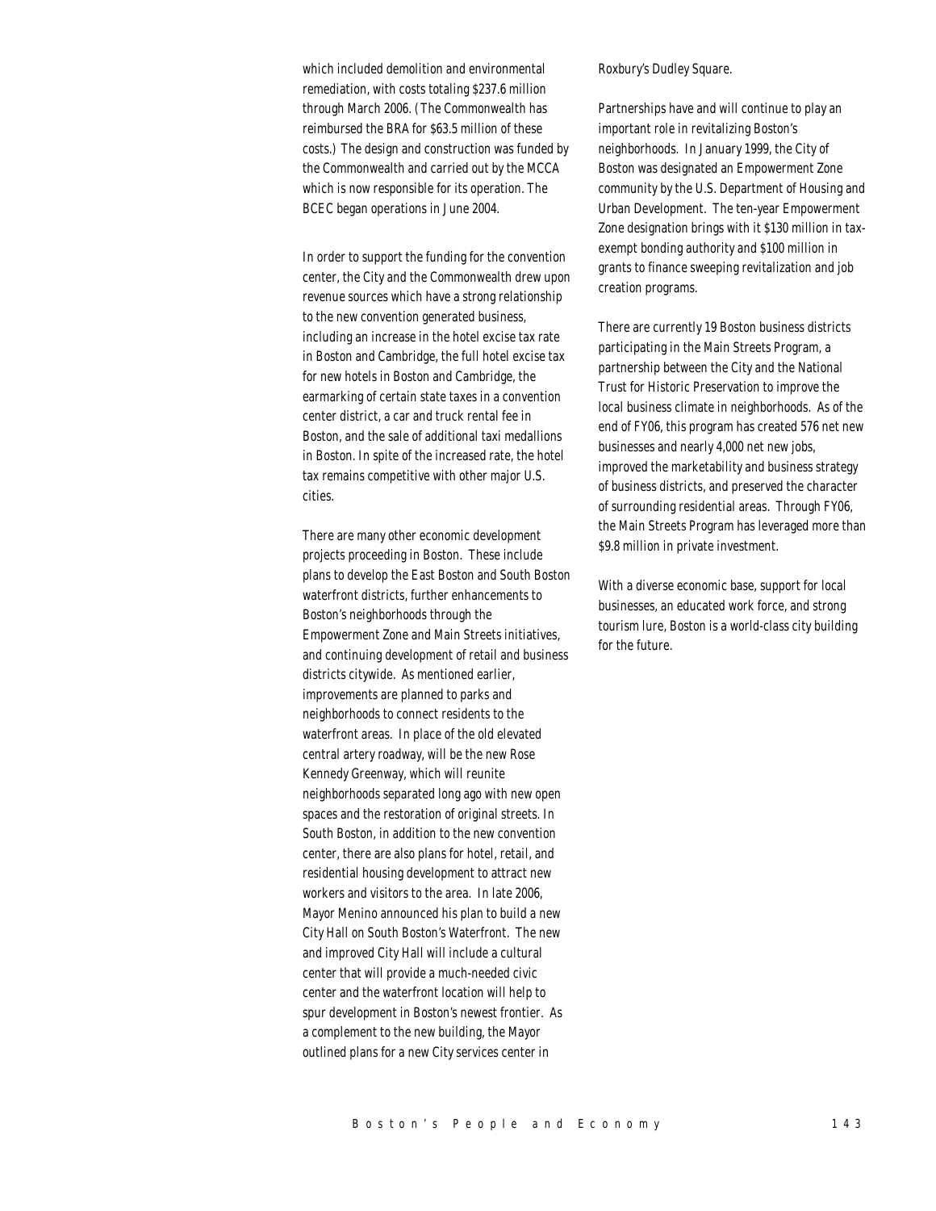which included demolition and environmental remediation, with costs totaling $237.6 million through March 2006. (The Commonwealth has reimbursed the BRA for $63.5 million of these costs.) The design and construction was funded by the Commonwealth and carried out by the MCCA which is now responsible for its operation. The BCEC began operations in June 2004.

In order to support the funding for the convention center, the City and the Commonwealth drew upon revenue sources which have a strong relationship to the new convention generated business, including an increase in the hotel excise tax rate in Boston and Cambridge, the full hotel excise tax for new hotels in Boston and Cambridge, the earmarking of certain state taxes in a convention center district, a car and truck rental fee in Boston, and the sale of additional taxi medallions in Boston. In spite of the increased rate, the hotel tax remains competitive with other major U.S. cities.

There are many other economic development projects proceeding in Boston. These include plans to develop the East Boston and South Boston waterfront districts, further enhancements to Boston's neighborhoods through the Empowerment Zone and Main Streets initiatives, and continuing development of retail and business districts citywide. As mentioned earlier, improvements are planned to parks and neighborhoods to connect residents to the waterfront areas. In place of the old elevated central artery roadway, will be the new Rose Kennedy Greenway, which will reunite neighborhoods separated long ago with new open spaces and the restoration of original streets. In South Boston, in addition to the new convention center, there are also plans for hotel, retail, and residential housing development to attract new workers and visitors to the area. In late 2006, Mayor Menino announced his plan to build a new City Hall on South Boston's Waterfront. The new and improved City Hall will include a cultural center that will provide a much-needed civic center and the waterfront location will help to spur development in Boston's newest frontier. As a complement to the new building, the Mayor outlined plans for a new City services center in Roxbury's Dudley Square.

Partnerships have and will continue to play an important role in revitalizing Boston's neighborhoods. In January 1999, the City of Boston was designated an Empowerment Zone community by the U.S. Department of Housing and Urban Development. The ten-year Empowerment Zone designation brings with it $130 million in tax-exempt bonding authority and $100 million in grants to finance sweeping revitalization and job creation programs.

There are currently 19 Boston business districts participating in the Main Streets Program, a partnership between the City and the National Trust for Historic Preservation to improve the local business climate in neighborhoods. As of the end of FY06, this program has created 576 net new businesses and nearly 4,000 net new jobs, improved the marketability and business strategy of business districts, and preserved the character of surrounding residential areas. Through FY06, the Main Streets Program has leveraged more than $9.8 million in private investment.

With a diverse economic base, support for local businesses, an educated work force, and strong tourism lure, Boston is a world-class city building for the future.